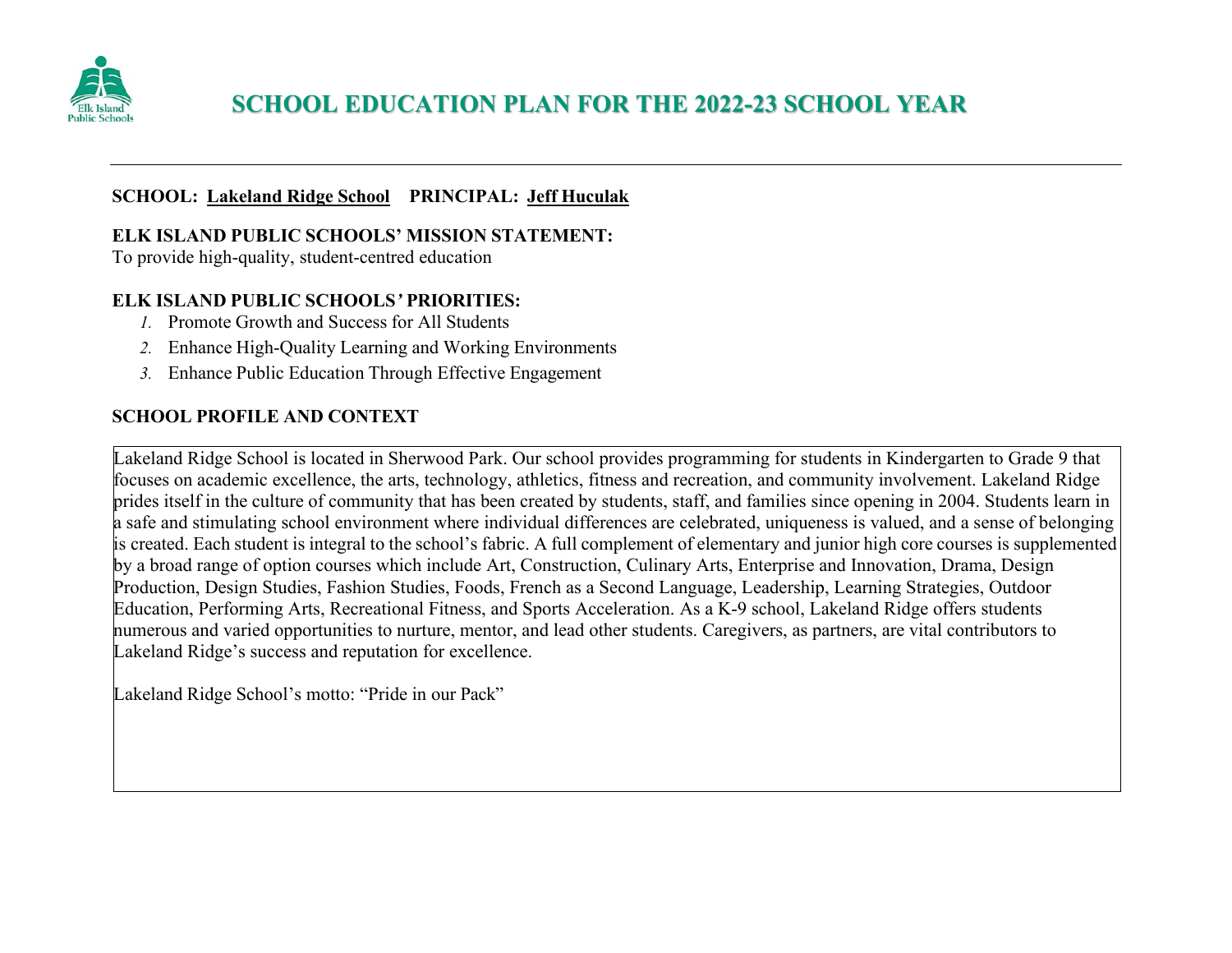# SCHOOL EDUCATION PLAN FOR THE 2022-23 SCHOOL YEAR

**SCHOOL:** **Lakeland Ridge School** **PRINCIPAL:** **Jeff Huculak**

**ELK ISLAND PUBLIC SCHOOLS' MISSION STATEMENT:**
To provide high-quality, student-centred education

**ELK ISLAND PUBLIC SCHOOLS' PRIORITIES:**

1. Promote Growth and Success for All Students
2. Enhance High-Quality Learning and Working Environments
3. Enhance Public Education Through Effective Engagement

**SCHOOL PROFILE AND CONTEXT**

Lakeland Ridge School is located in Sherwood Park. Our school provides programming for students in Kindergarten to Grade 9 that focuses on academic excellence, the arts, technology, athletics, fitness and recreation, and community involvement. Lakeland Ridge prides itself in the culture of community that has been created by students, staff, and families since opening in 2004. Students learn in a safe and stimulating school environment where individual differences are celebrated, uniqueness is valued, and a sense of belonging is created. Each student is integral to the school's fabric. A full complement of elementary and junior high core courses is supplemented by a broad range of option courses which include Art, Construction, Culinary Arts, Enterprise and Innovation, Drama, Design Production, Design Studies, Fashion Studies, Foods, French as a Second Language, Leadership, Learning Strategies, Outdoor Education, Performing Arts, Recreational Fitness, and Sports Acceleration. As a K-9 school, Lakeland Ridge offers students numerous and varied opportunities to nurture, mentor, and lead other students. Caregivers, as partners, are vital contributors to Lakeland Ridge's success and reputation for excellence.

Lakeland Ridge School's motto: "Pride in our Pack"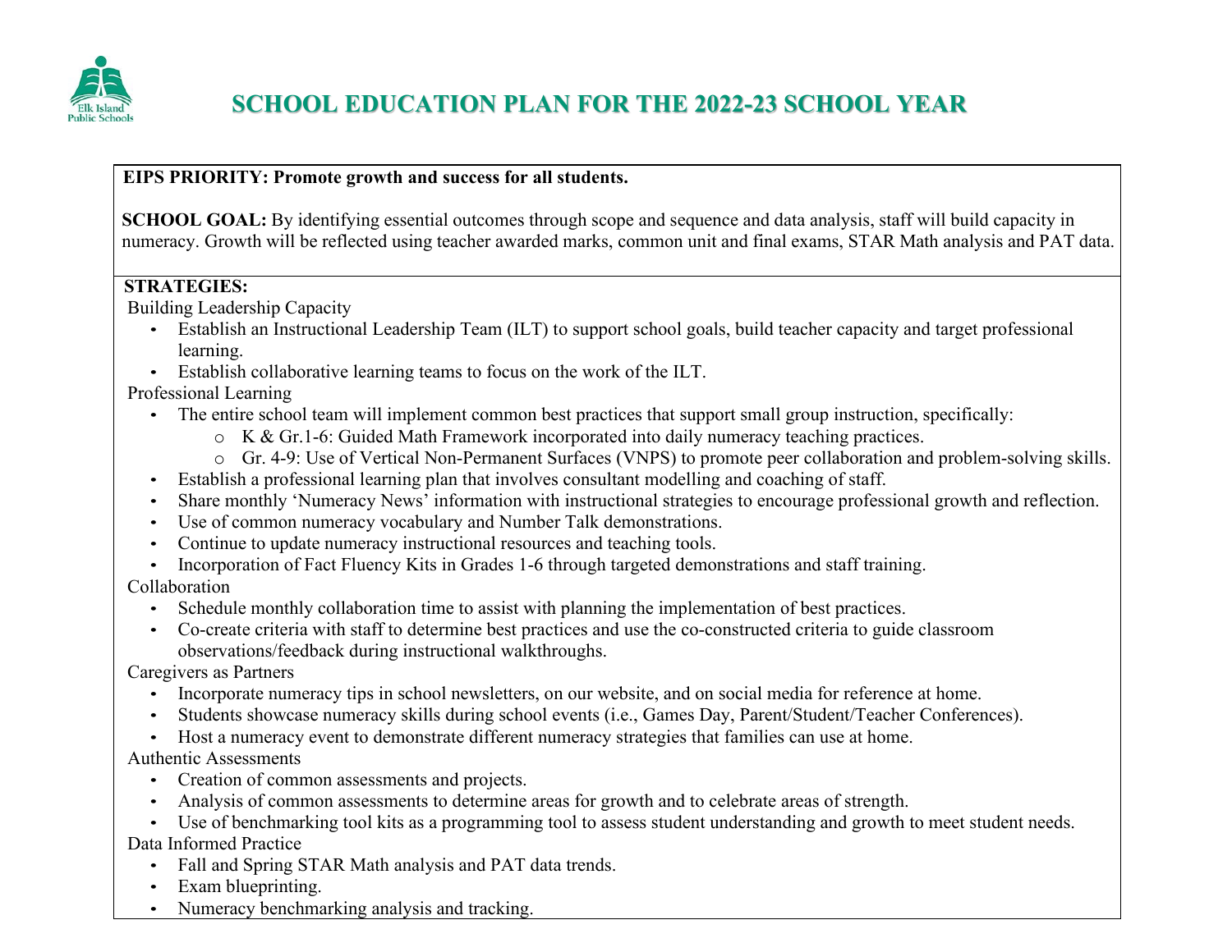# SCHOOL EDUCATION PLAN FOR THE 2022-23 SCHOOL YEAR

**EIPS PRIORITY: Promote growth and success for all students.**

**SCHOOL GOAL:** By identifying essential outcomes through scope and sequence and data analysis, staff will build capacity in numeracy. Growth will be reflected using teacher awarded marks, common unit and final exams, STAR Math analysis and PAT data.

**STRATEGIES:**

Building Leadership Capacity

- Establish an Instructional Leadership Team (ILT) to support school goals, build teacher capacity and target professional learning.
- Establish collaborative learning teams to focus on the work of the ILT.

Professional Learning

- The entire school team will implement common best practices that support small group instruction, specifically:
  - K & Gr.1-6: Guided Math Framework incorporated into daily numeracy teaching practices.
  - Gr. 4-9: Use of Vertical Non-Permanent Surfaces (VNPS) to promote peer collaboration and problem-solving skills.
- Establish a professional learning plan that involves consultant modelling and coaching of staff.
- Share monthly 'Numeracy News' information with instructional strategies to encourage professional growth and reflection.
- Use of common numeracy vocabulary and Number Talk demonstrations.
- Continue to update numeracy instructional resources and teaching tools.
- Incorporation of Fact Fluency Kits in Grades 1-6 through targeted demonstrations and staff training.

Collaboration

- Schedule monthly collaboration time to assist with planning the implementation of best practices.
- Co-create criteria with staff to determine best practices and use the co-constructed criteria to guide classroom observations/feedback during instructional walkthroughs.

Caregivers as Partners

- Incorporate numeracy tips in school newsletters, on our website, and on social media for reference at home.
- Students showcase numeracy skills during school events (i.e., Games Day, Parent/Student/Teacher Conferences).
- Host a numeracy event to demonstrate different numeracy strategies that families can use at home.

Authentic Assessments

- Creation of common assessments and projects.
- Analysis of common assessments to determine areas for growth and to celebrate areas of strength.
- Use of benchmarking tool kits as a programming tool to assess student understanding and growth to meet student needs.

Data Informed Practice

- Fall and Spring STAR Math analysis and PAT data trends.
- Exam blueprinting.
- Numeracy benchmarking analysis and tracking.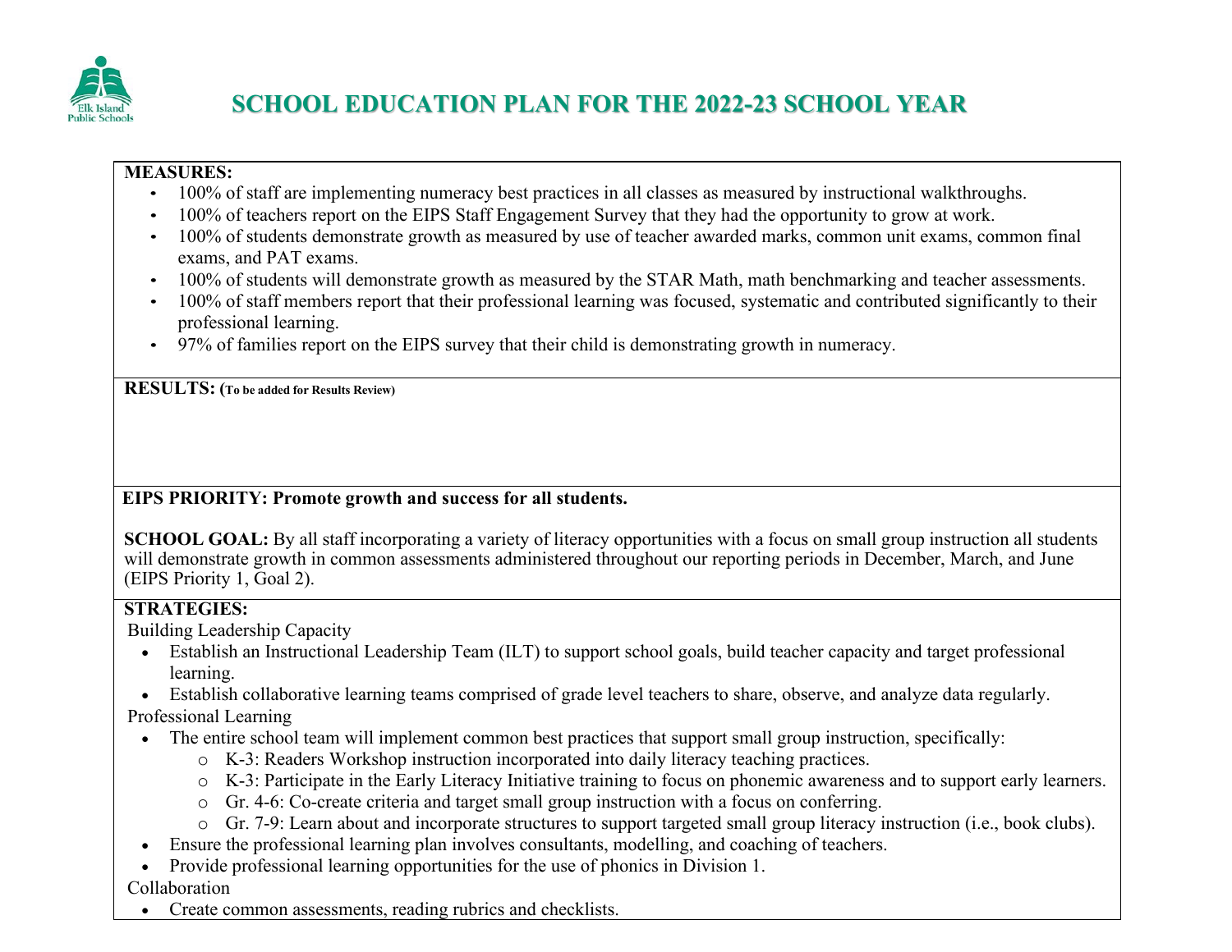# SCHOOL EDUCATION PLAN FOR THE 2022-23 SCHOOL YEAR

**MEASURES:**

- 100% of staff are implementing numeracy best practices in all classes as measured by instructional walkthroughs.
- 100% of teachers report on the EIPS Staff Engagement Survey that they had the opportunity to grow at work.
- 100% of students demonstrate growth as measured by use of teacher awarded marks, common unit exams, common final exams, and PAT exams.
- 100% of students will demonstrate growth as measured by the STAR Math, math benchmarking and teacher assessments.
- 100% of staff members report that their professional learning was focused, systematic and contributed significantly to their professional learning.
- 97% of families report on the EIPS survey that their child is demonstrating growth in numeracy.

**RESULTS: (To be added for Results Review)**

**EIPS PRIORITY: Promote growth and success for all students.**

**SCHOOL GOAL:** By all staff incorporating a variety of literacy opportunities with a focus on small group instruction all students will demonstrate growth in common assessments administered throughout our reporting periods in December, March, and June (EIPS Priority 1, Goal 2).

**STRATEGIES:**

Building Leadership Capacity

- Establish an Instructional Leadership Team (ILT) to support school goals, build teacher capacity and target professional learning.
- Establish collaborative learning teams comprised of grade level teachers to share, observe, and analyze data regularly.

Professional Learning

- The entire school team will implement common best practices that support small group instruction, specifically:
  - K-3: Readers Workshop instruction incorporated into daily literacy teaching practices.
  - K-3: Participate in the Early Literacy Initiative training to focus on phonemic awareness and to support early learners.
  - Gr. 4-6: Co-create criteria and target small group instruction with a focus on conferring.
  - Gr. 7-9: Learn about and incorporate structures to support targeted small group literacy instruction (i.e., book clubs).
- Ensure the professional learning plan involves consultants, modelling, and coaching of teachers.
- Provide professional learning opportunities for the use of phonics in Division 1.

Collaboration

- Create common assessments, reading rubrics and checklists.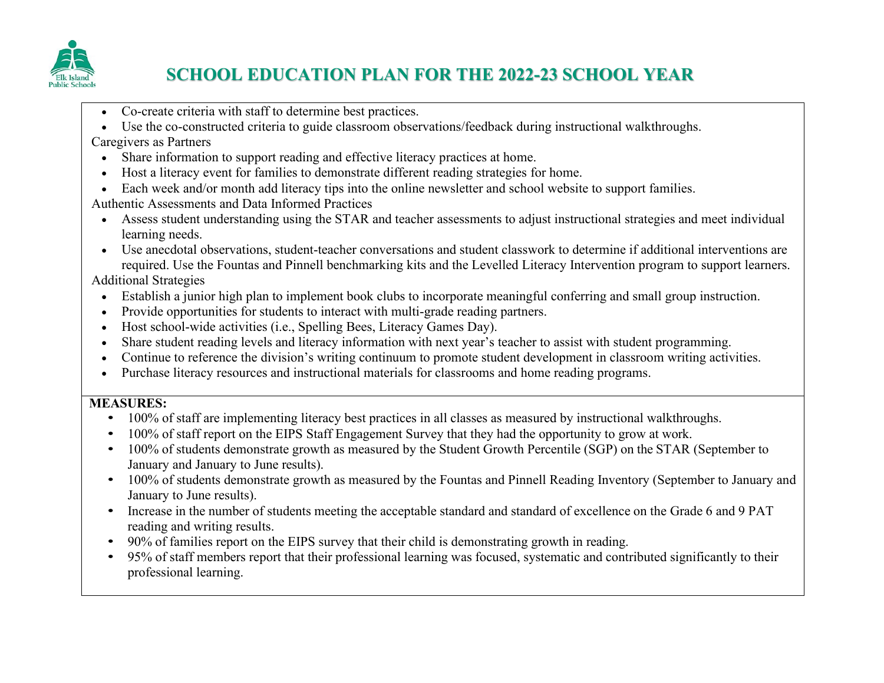- Co-create criteria with staff to determine best practices.
- Use the co-constructed criteria to guide classroom observations/feedback during instructional walkthroughs.

Caregivers as Partners

- Share information to support reading and effective literacy practices at home.
- Host a literacy event for families to demonstrate different reading strategies for home.
- Each week and/or month add literacy tips into the online newsletter and school website to support families.

Authentic Assessments and Data Informed Practices

- Assess student understanding using the STAR and teacher assessments to adjust instructional strategies and meet individual learning needs.
- Use anecdotal observations, student-teacher conversations and student classwork to determine if additional interventions are required. Use the Fountas and Pinnell benchmarking kits and the Levelled Literacy Intervention program to support learners.

Additional Strategies

- Establish a junior high plan to implement book clubs to incorporate meaningful conferring and small group instruction.
- Provide opportunities for students to interact with multi-grade reading partners.
- Host school-wide activities (i.e., Spelling Bees, Literacy Games Day).
- Share student reading levels and literacy information with next year's teacher to assist with student programming.
- Continue to reference the division's writing continuum to promote student development in classroom writing activities.
- Purchase literacy resources and instructional materials for classrooms and home reading programs.

**MEASURES:**

- 100% of staff are implementing literacy best practices in all classes as measured by instructional walkthroughs.
- 100% of staff report on the EIPS Staff Engagement Survey that they had the opportunity to grow at work.
- 100% of students demonstrate growth as measured by the Student Growth Percentile (SGP) on the STAR (September to January and January to June results).
- 100% of students demonstrate growth as measured by the Fountas and Pinnell Reading Inventory (September to January and January to June results).
- Increase in the number of students meeting the acceptable standard and standard of excellence on the Grade 6 and 9 PAT reading and writing results.
- 90% of families report on the EIPS survey that their child is demonstrating growth in reading.
- 95% of staff members report that their professional learning was focused, systematic and contributed significantly to their professional learning.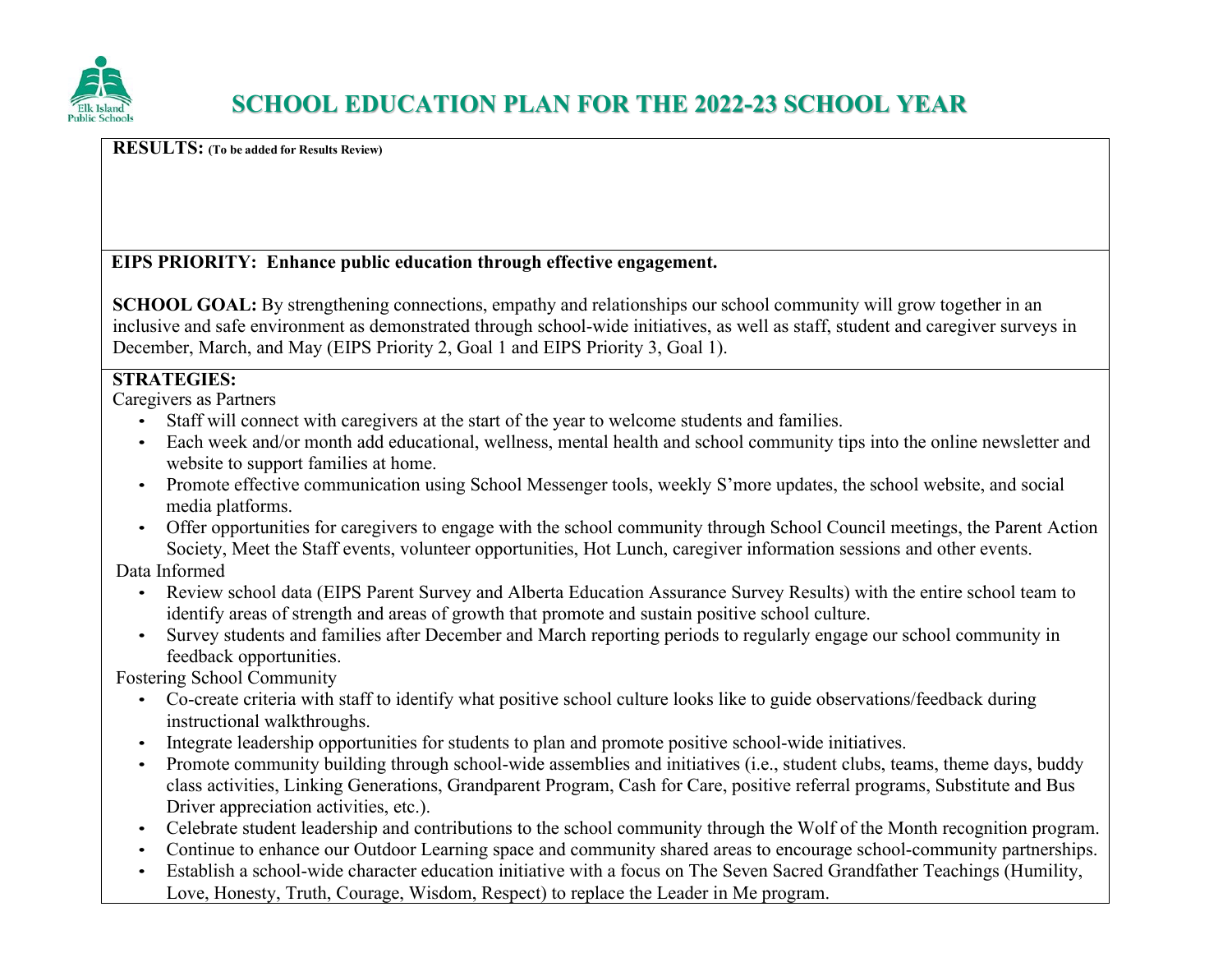# SCHOOL EDUCATION PLAN FOR THE 2022-23 SCHOOL YEAR

**RESULTS:** **(To be added for Results Review)**

**EIPS PRIORITY: Enhance public education through effective engagement.**

**SCHOOL GOAL:** By strengthening connections, empathy and relationships our school community will grow together in an inclusive and safe environment as demonstrated through school-wide initiatives, as well as staff, student and caregiver surveys in December, March, and May (EIPS Priority 2, Goal 1 and EIPS Priority 3, Goal 1).

**STRATEGIES:**

Caregivers as Partners

- Staff will connect with caregivers at the start of the year to welcome students and families.
- Each week and/or month add educational, wellness, mental health and school community tips into the online newsletter and website to support families at home.
- Promote effective communication using School Messenger tools, weekly S'more updates, the school website, and social media platforms.
- Offer opportunities for caregivers to engage with the school community through School Council meetings, the Parent Action Society, Meet the Staff events, volunteer opportunities, Hot Lunch, caregiver information sessions and other events.

Data Informed

- Review school data (EIPS Parent Survey and Alberta Education Assurance Survey Results) with the entire school team to identify areas of strength and areas of growth that promote and sustain positive school culture.
- Survey students and families after December and March reporting periods to regularly engage our school community in feedback opportunities.

Fostering School Community

- Co-create criteria with staff to identify what positive school culture looks like to guide observations/feedback during instructional walkthroughs.
- Integrate leadership opportunities for students to plan and promote positive school-wide initiatives.
- Promote community building through school-wide assemblies and initiatives (i.e., student clubs, teams, theme days, buddy class activities, Linking Generations, Grandparent Program, Cash for Care, positive referral programs, Substitute and Bus Driver appreciation activities, etc.).
- Celebrate student leadership and contributions to the school community through the Wolf of the Month recognition program.
- Continue to enhance our Outdoor Learning space and community shared areas to encourage school-community partnerships.
- Establish a school-wide character education initiative with a focus on The Seven Sacred Grandfather Teachings (Humility, Love, Honesty, Truth, Courage, Wisdom, Respect) to replace the Leader in Me program.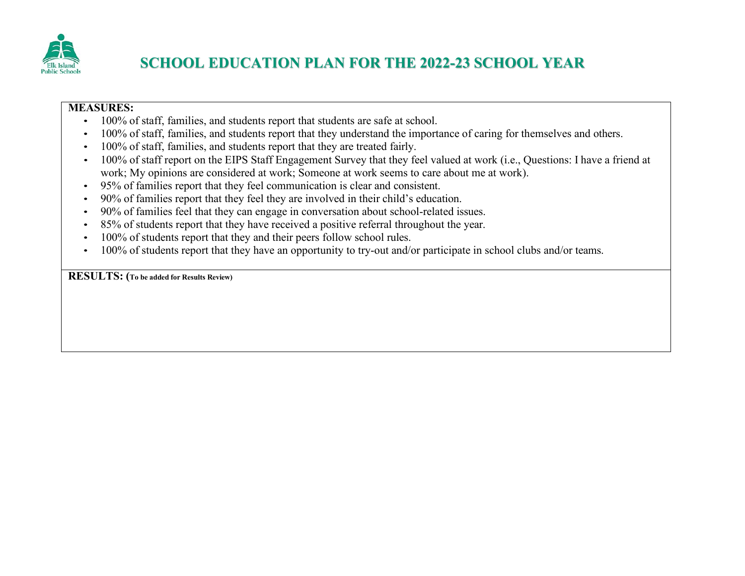# SCHOOL EDUCATION PLAN FOR THE 2022-23 SCHOOL YEAR

**MEASURES:**

- 100% of staff, families, and students report that students are safe at school.
- 100% of staff, families, and students report that they understand the importance of caring for themselves and others.
- 100% of staff, families, and students report that they are treated fairly.
- 100% of staff report on the EIPS Staff Engagement Survey that they feel valued at work (i.e., Questions: I have a friend at work; My opinions are considered at work; Someone at work seems to care about me at work).
- 95% of families report that they feel communication is clear and consistent.
- 90% of families report that they feel they are involved in their child's education.
- 90% of families feel that they can engage in conversation about school-related issues.
- 85% of students report that they have received a positive referral throughout the year.
- 100% of students report that they and their peers follow school rules.
- 100% of students report that they have an opportunity to try-out and/or participate in school clubs and/or teams.

**RESULTS: (To be added for Results Review)**